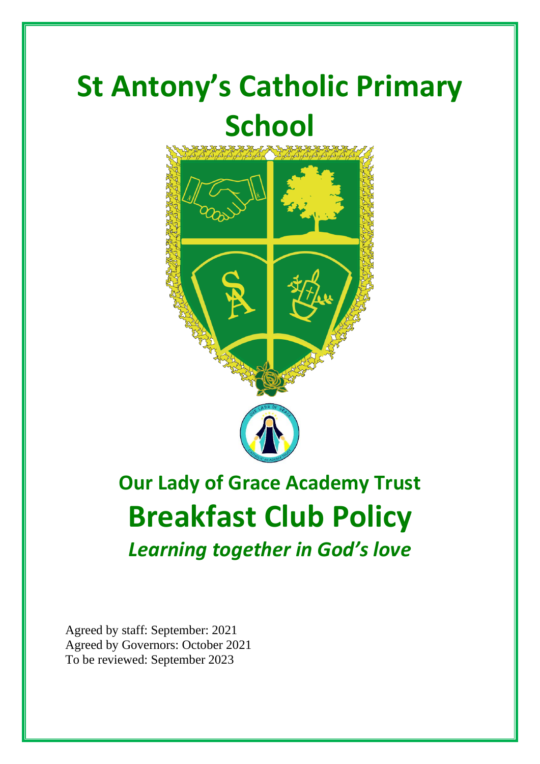# St Antony's Catholic Primary School

## Our Lady of Grace Academy Trust

# Breakfast Club Policy

***Learning together in God's love***

Agreed by staff: September: 2021
Agreed by Governors: October 2021
To be reviewed: September 2023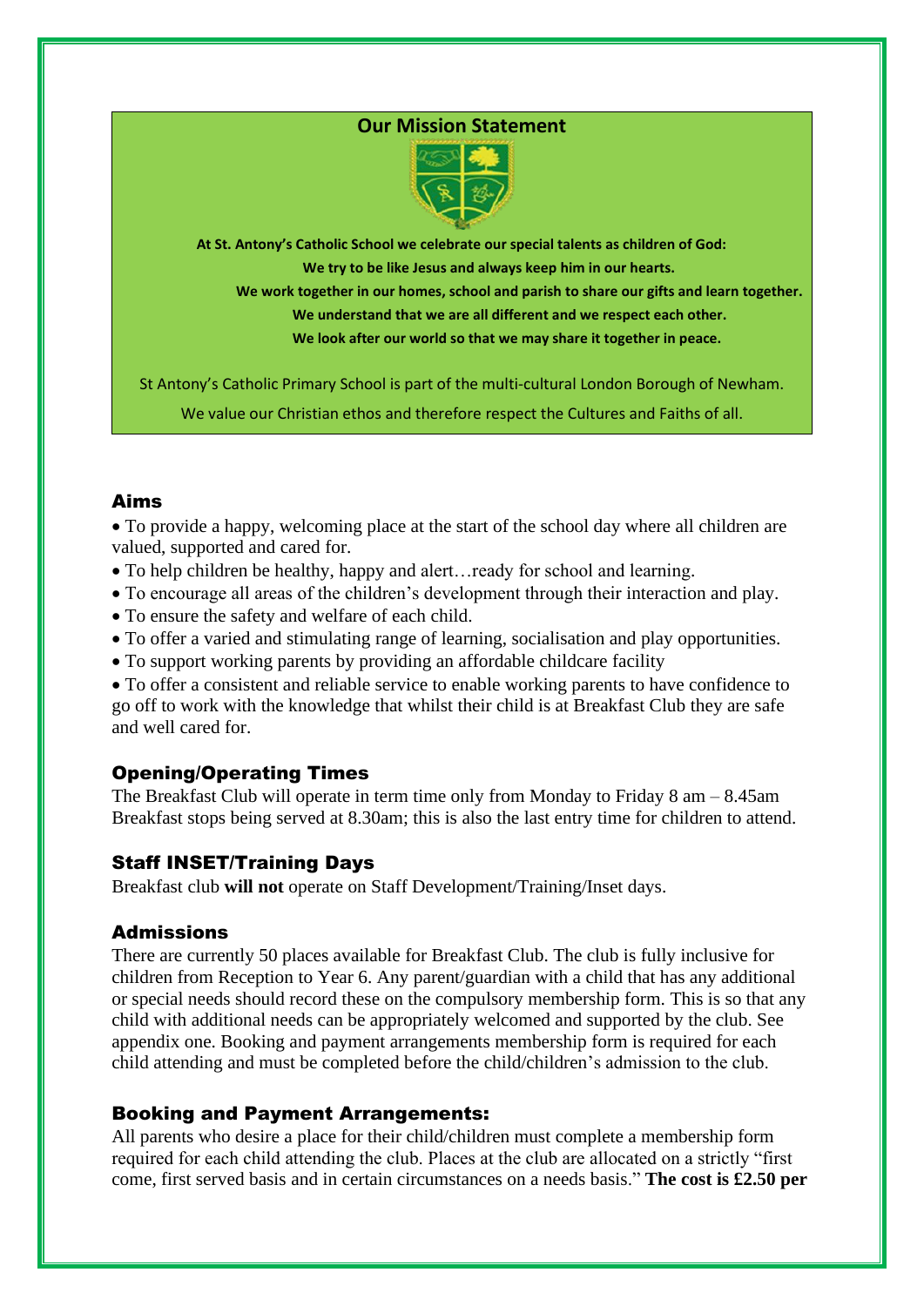## Our Mission Statement

**At St. Antony's Catholic School we celebrate our special talents as children of God:**
**We try to be like Jesus and always keep him in our hearts.**
**We work together in our homes, school and parish to share our gifts and learn together.**
**We understand that we are all different and we respect each other.**
**We look after our world so that we may share it together in peace.**

St Antony's Catholic Primary School is part of the multi-cultural London Borough of Newham.

We value our Christian ethos and therefore respect the Cultures and Faiths of all.

## Aims

- To provide a happy, welcoming place at the start of the school day where all children are valued, supported and cared for.
- To help children be healthy, happy and alert…ready for school and learning.
- To encourage all areas of the children's development through their interaction and play.
- To ensure the safety and welfare of each child.
- To offer a varied and stimulating range of learning, socialisation and play opportunities.
- To support working parents by providing an affordable childcare facility
- To offer a consistent and reliable service to enable working parents to have confidence to go off to work with the knowledge that whilst their child is at Breakfast Club they are safe and well cared for.

## Opening/Operating Times

The Breakfast Club will operate in term time only from Monday to Friday 8 am – 8.45am
Breakfast stops being served at 8.30am; this is also the last entry time for children to attend.

## Staff INSET/Training Days

Breakfast club **will not** operate on Staff Development/Training/Inset days.

## Admissions

There are currently 50 places available for Breakfast Club. The club is fully inclusive for children from Reception to Year 6. Any parent/guardian with a child that has any additional or special needs should record these on the compulsory membership form. This is so that any child with additional needs can be appropriately welcomed and supported by the club. See appendix one. Booking and payment arrangements membership form is required for each child attending and must be completed before the child/children's admission to the club.

## Booking and Payment Arrangements:

All parents who desire a place for their child/children must complete a membership form required for each child attending the club. Places at the club are allocated on a strictly "first come, first served basis and in certain circumstances on a needs basis." **The cost is £2.50 per**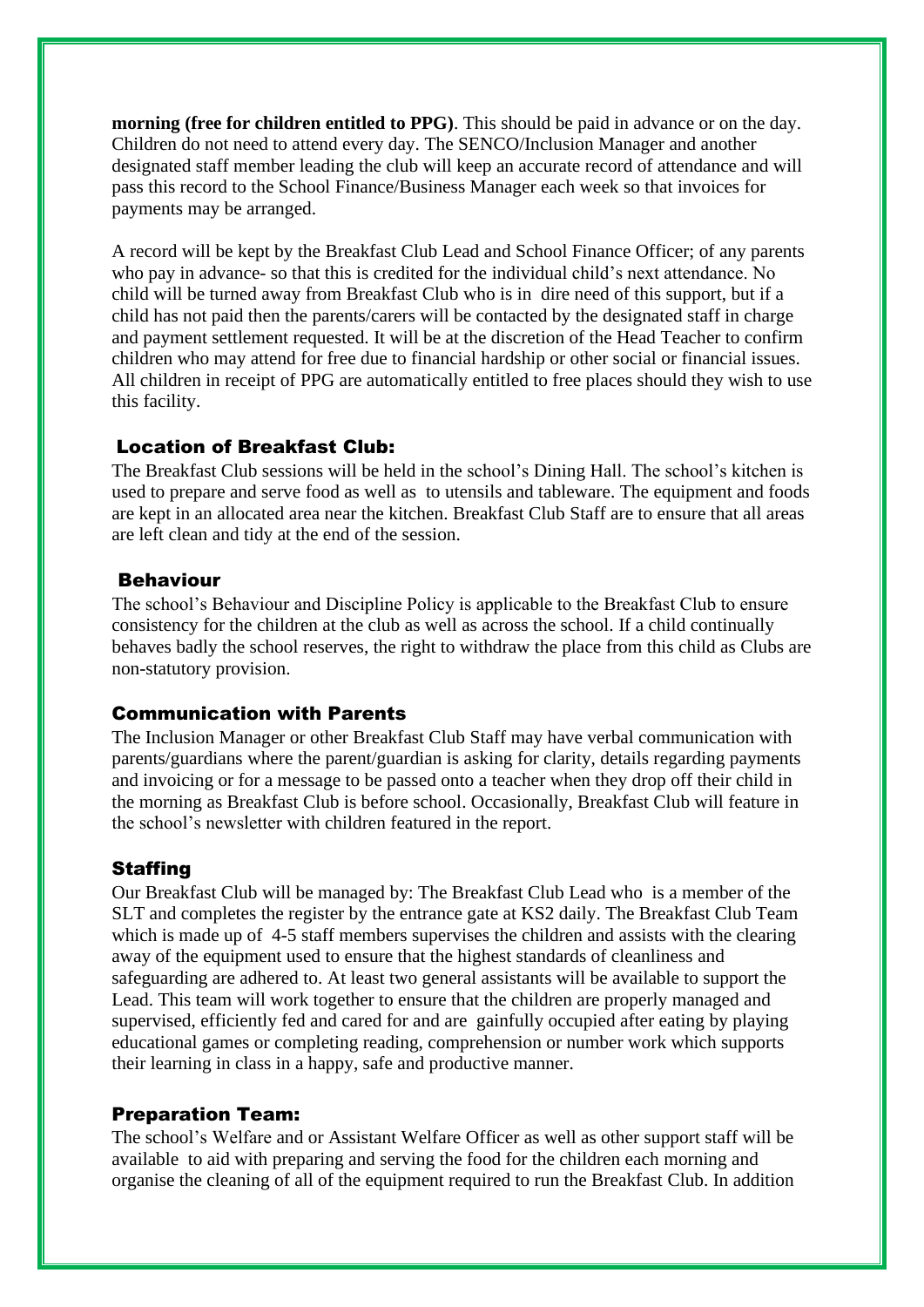**morning (free for children entitled to PPG)**. This should be paid in advance or on the day. Children do not need to attend every day. The SENCO/Inclusion Manager and another designated staff member leading the club will keep an accurate record of attendance and will pass this record to the School Finance/Business Manager each week so that invoices for payments may be arranged.

A record will be kept by the Breakfast Club Lead and School Finance Officer; of any parents who pay in advance- so that this is credited for the individual child's next attendance. No child will be turned away from Breakfast Club who is in dire need of this support, but if a child has not paid then the parents/carers will be contacted by the designated staff in charge and payment settlement requested. It will be at the discretion of the Head Teacher to confirm children who may attend for free due to financial hardship or other social or financial issues. All children in receipt of PPG are automatically entitled to free places should they wish to use this facility.

### Location of Breakfast Club:

The Breakfast Club sessions will be held in the school's Dining Hall. The school's kitchen is used to prepare and serve food as well as to utensils and tableware. The equipment and foods are kept in an allocated area near the kitchen. Breakfast Club Staff are to ensure that all areas are left clean and tidy at the end of the session.

### Behaviour

The school's Behaviour and Discipline Policy is applicable to the Breakfast Club to ensure consistency for the children at the club as well as across the school. If a child continually behaves badly the school reserves, the right to withdraw the place from this child as Clubs are non-statutory provision.

### Communication with Parents

The Inclusion Manager or other Breakfast Club Staff may have verbal communication with parents/guardians where the parent/guardian is asking for clarity, details regarding payments and invoicing or for a message to be passed onto a teacher when they drop off their child in the morning as Breakfast Club is before school. Occasionally, Breakfast Club will feature in the school's newsletter with children featured in the report.

### Staffing

Our Breakfast Club will be managed by: The Breakfast Club Lead who is a member of the SLT and completes the register by the entrance gate at KS2 daily. The Breakfast Club Team which is made up of 4-5 staff members supervises the children and assists with the clearing away of the equipment used to ensure that the highest standards of cleanliness and safeguarding are adhered to. At least two general assistants will be available to support the Lead. This team will work together to ensure that the children are properly managed and supervised, efficiently fed and cared for and are gainfully occupied after eating by playing educational games or completing reading, comprehension or number work which supports their learning in class in a happy, safe and productive manner.

### Preparation Team:

The school's Welfare and or Assistant Welfare Officer as well as other support staff will be available to aid with preparing and serving the food for the children each morning and organise the cleaning of all of the equipment required to run the Breakfast Club. In addition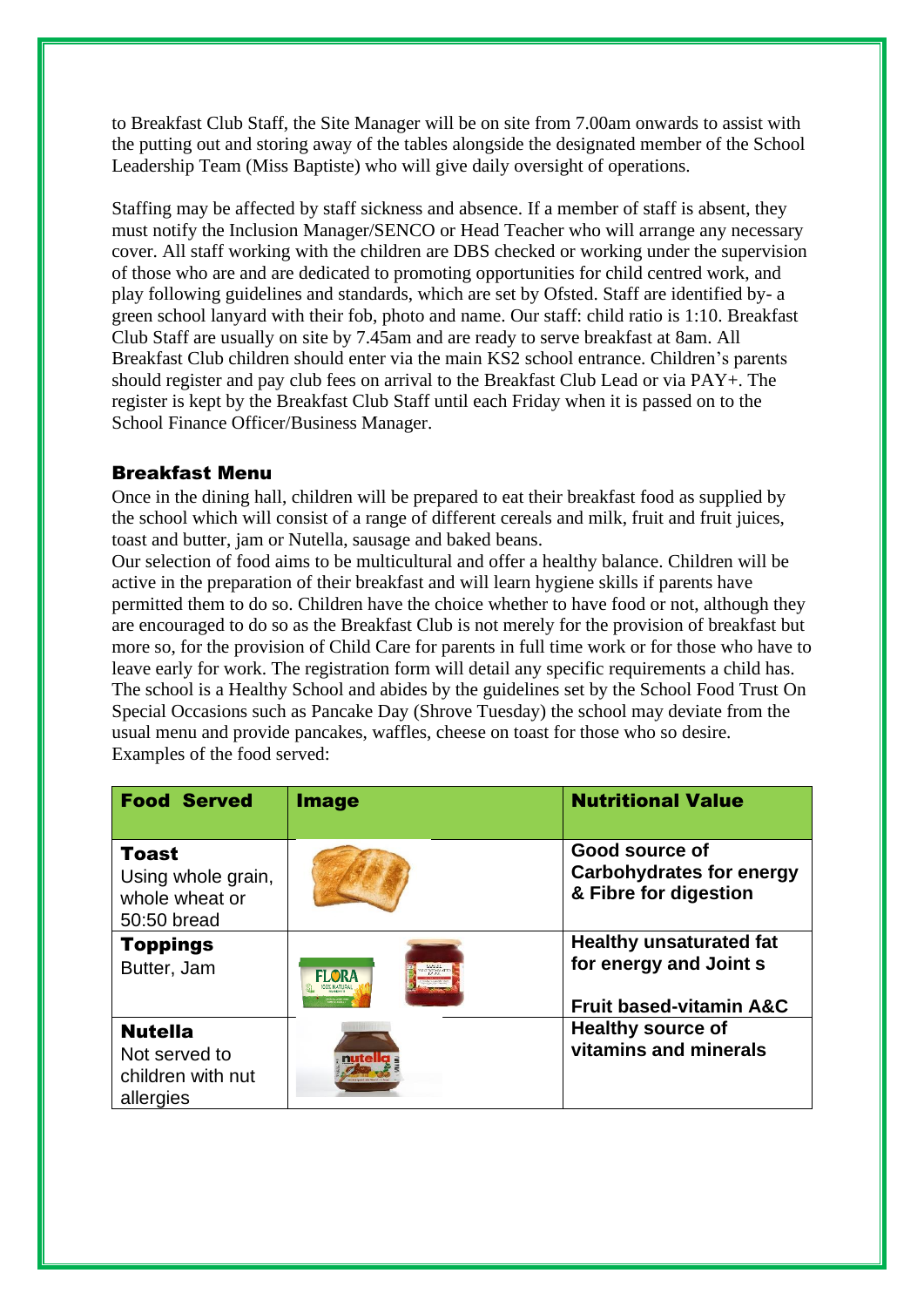to Breakfast Club Staff, the Site Manager will be on site from 7.00am onwards to assist with the putting out and storing away of the tables alongside the designated member of the School Leadership Team (Miss Baptiste) who will give daily oversight of operations.

Staffing may be affected by staff sickness and absence. If a member of staff is absent, they must notify the Inclusion Manager/SENCO or Head Teacher who will arrange any necessary cover. All staff working with the children are DBS checked or working under the supervision of those who are and are dedicated to promoting opportunities for child centred work, and play following guidelines and standards, which are set by Ofsted. Staff are identified by- a green school lanyard with their fob, photo and name. Our staff: child ratio is 1:10. Breakfast Club Staff are usually on site by 7.45am and are ready to serve breakfast at 8am. All Breakfast Club children should enter via the main KS2 school entrance. Children's parents should register and pay club fees on arrival to the Breakfast Club Lead or via PAY+. The register is kept by the Breakfast Club Staff until each Friday when it is passed on to the School Finance Officer/Business Manager.

## Breakfast Menu

Once in the dining hall, children will be prepared to eat their breakfast food as supplied by the school which will consist of a range of different cereals and milk, fruit and fruit juices, toast and butter, jam or Nutella, sausage and baked beans.
Our selection of food aims to be multicultural and offer a healthy balance. Children will be active in the preparation of their breakfast and will learn hygiene skills if parents have permitted them to do so. Children have the choice whether to have food or not, although they are encouraged to do so as the Breakfast Club is not merely for the provision of breakfast but more so, for the provision of Child Care for parents in full time work or for those who have to leave early for work. The registration form will detail any specific requirements a child has. The school is a Healthy School and abides by the guidelines set by the School Food Trust On Special Occasions such as Pancake Day (Shrove Tuesday) the school may deviate from the usual menu and provide pancakes, waffles, cheese on toast for those who so desire.
Examples of the food served:

| Food Served | Image | Nutritional Value |
|---|---|---|
| **Toast** Using whole grain, whole wheat or 50:50 bread | | **Good source of Carbohydrates for energy & Fibre for digestion** |
| **Toppings** Butter, Jam | | **Healthy unsaturated fat for energy and Joint s** **Fruit based-vitamin A&C** |
| **Nutella** Not served to children with nut allergies | | **Healthy source of vitamins and minerals** |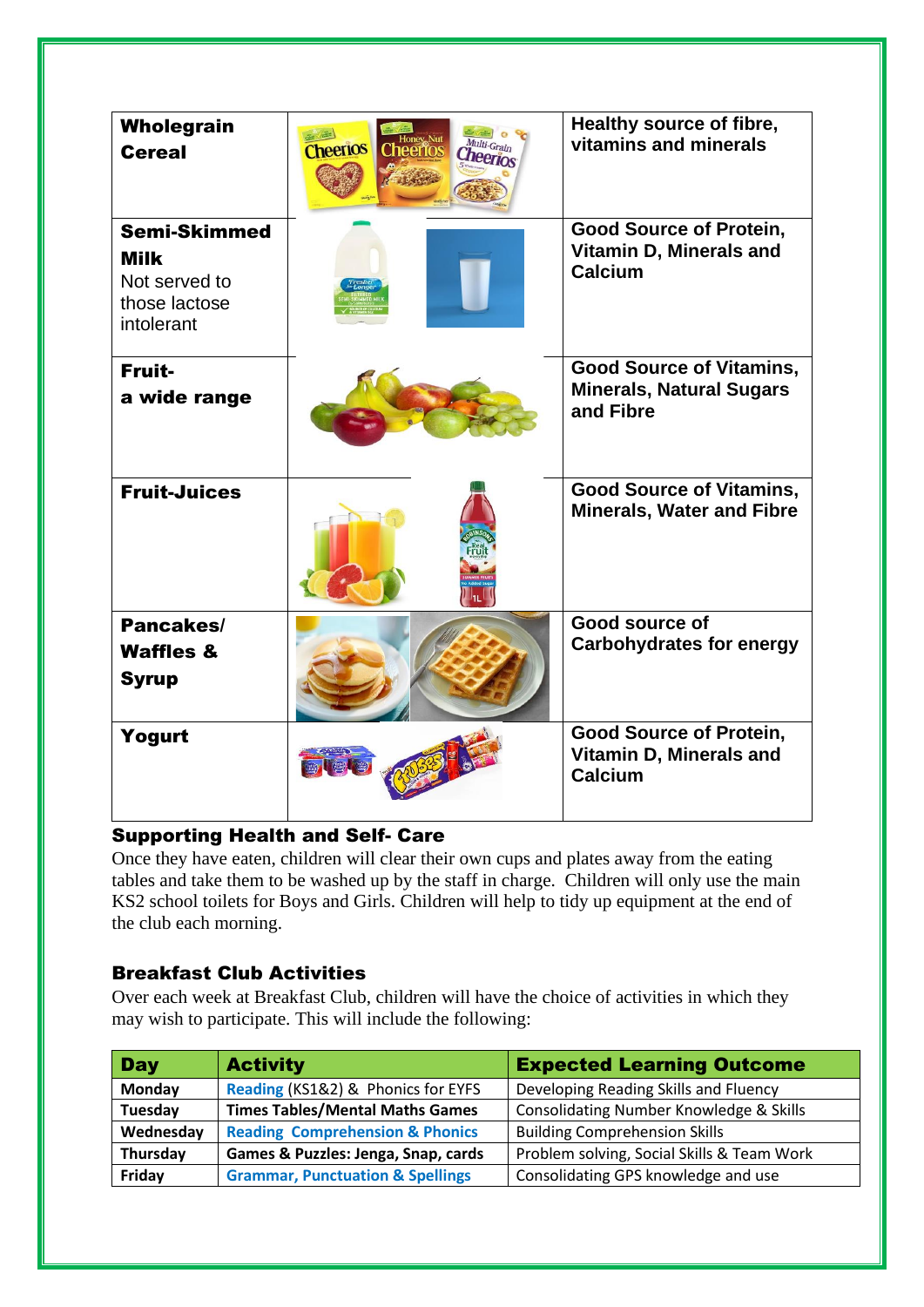| | | |
|---|---|---|
| **Wholegrain Cereal** | | **Healthy source of fibre, vitamins and minerals** |
| **Semi-Skimmed Milk** Not served to those lactose intolerant | | **Good Source of Protein, Vitamin D, Minerals and Calcium** |
| **Fruit- a wide range** | | **Good Source of Vitamins, Minerals, Natural Sugars and Fibre** |
| **Fruit-Juices** | | **Good Source of Vitamins, Minerals, Water and Fibre** |
| **Pancakes/ Waffles & Syrup** | | **Good source of Carbohydrates for energy** |
| **Yogurt** | | **Good Source of Protein, Vitamin D, Minerals and Calcium** |

### Supporting Health and Self- Care

Once they have eaten, children will clear their own cups and plates away from the eating tables and take them to be washed up by the staff in charge. Children will only use the main KS2 school toilets for Boys and Girls. Children will help to tidy up equipment at the end of the club each morning.

### Breakfast Club Activities

Over each week at Breakfast Club, children will have the choice of activities in which they may wish to participate. This will include the following:

| Day | Activity | Expected Learning Outcome |
|---|---|---|
| **Monday** | **Reading** (KS1&2) & Phonics for EYFS | Developing Reading Skills and Fluency |
| **Tuesday** | **Times Tables/Mental Maths Games** | Consolidating Number Knowledge & Skills |
| **Wednesday** | **Reading Comprehension & Phonics** | Building Comprehension Skills |
| **Thursday** | **Games & Puzzles: Jenga, Snap, cards** | Problem solving, Social Skills & Team Work |
| **Friday** | **Grammar, Punctuation & Spellings** | Consolidating GPS knowledge and use |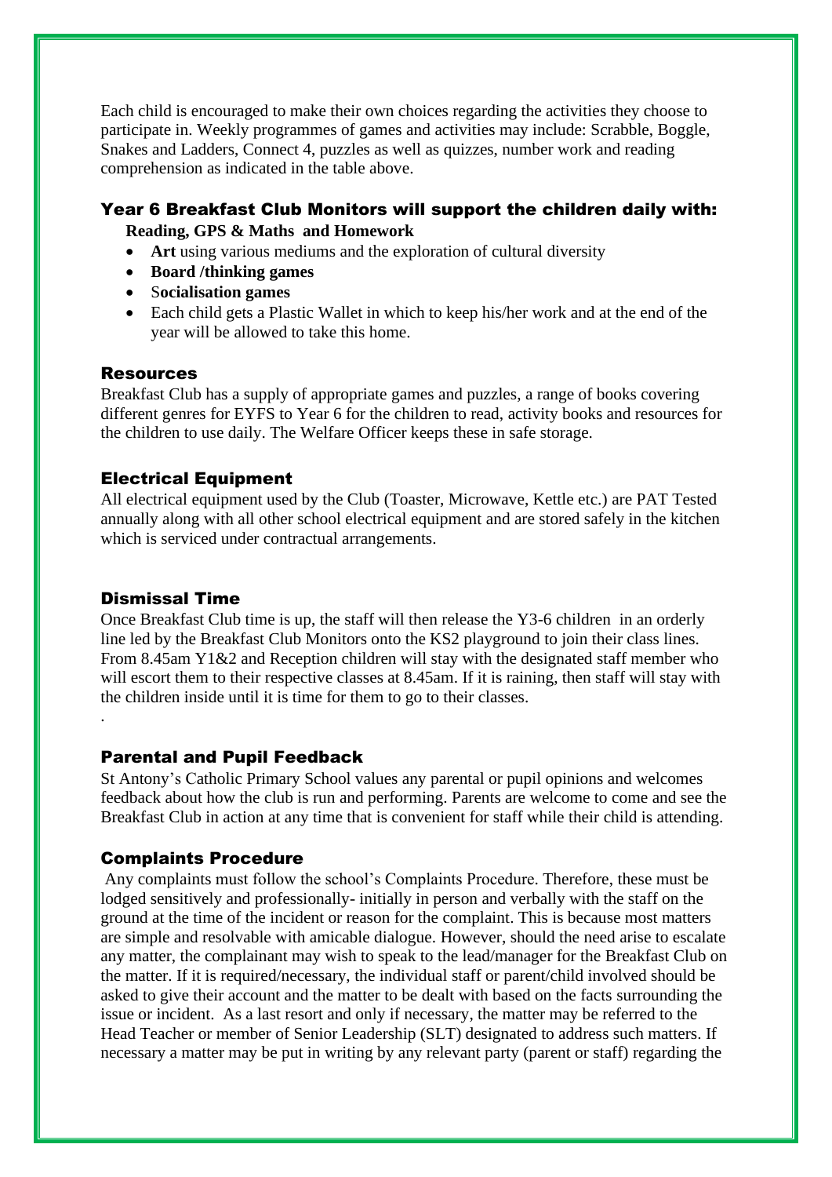Each child is encouraged to make their own choices regarding the activities they choose to participate in. Weekly programmes of games and activities may include: Scrabble, Boggle, Snakes and Ladders, Connect 4, puzzles as well as quizzes, number work and reading comprehension as indicated in the table above.

## Year 6 Breakfast Club Monitors will support the children daily with:

**Reading, GPS & Maths and Homework**

- **Art** using various mediums and the exploration of cultural diversity
- **Board /thinking games**
- **Socialisation games**
- Each child gets a Plastic Wallet in which to keep his/her work and at the end of the year will be allowed to take this home.

## Resources

Breakfast Club has a supply of appropriate games and puzzles, a range of books covering different genres for EYFS to Year 6 for the children to read, activity books and resources for the children to use daily. The Welfare Officer keeps these in safe storage.

## Electrical Equipment

All electrical equipment used by the Club (Toaster, Microwave, Kettle etc.) are PAT Tested annually along with all other school electrical equipment and are stored safely in the kitchen which is serviced under contractual arrangements.

## Dismissal Time

Once Breakfast Club time is up, the staff will then release the Y3-6 children in an orderly line led by the Breakfast Club Monitors onto the KS2 playground to join their class lines. From 8.45am Y1&2 and Reception children will stay with the designated staff member who will escort them to their respective classes at 8.45am. If it is raining, then staff will stay with the children inside until it is time for them to go to their classes.

.

## Parental and Pupil Feedback

St Antony's Catholic Primary School values any parental or pupil opinions and welcomes feedback about how the club is run and performing. Parents are welcome to come and see the Breakfast Club in action at any time that is convenient for staff while their child is attending.

## Complaints Procedure

Any complaints must follow the school's Complaints Procedure. Therefore, these must be lodged sensitively and professionally- initially in person and verbally with the staff on the ground at the time of the incident or reason for the complaint. This is because most matters are simple and resolvable with amicable dialogue. However, should the need arise to escalate any matter, the complainant may wish to speak to the lead/manager for the Breakfast Club on the matter. If it is required/necessary, the individual staff or parent/child involved should be asked to give their account and the matter to be dealt with based on the facts surrounding the issue or incident. As a last resort and only if necessary, the matter may be referred to the Head Teacher or member of Senior Leadership (SLT) designated to address such matters. If necessary a matter may be put in writing by any relevant party (parent or staff) regarding the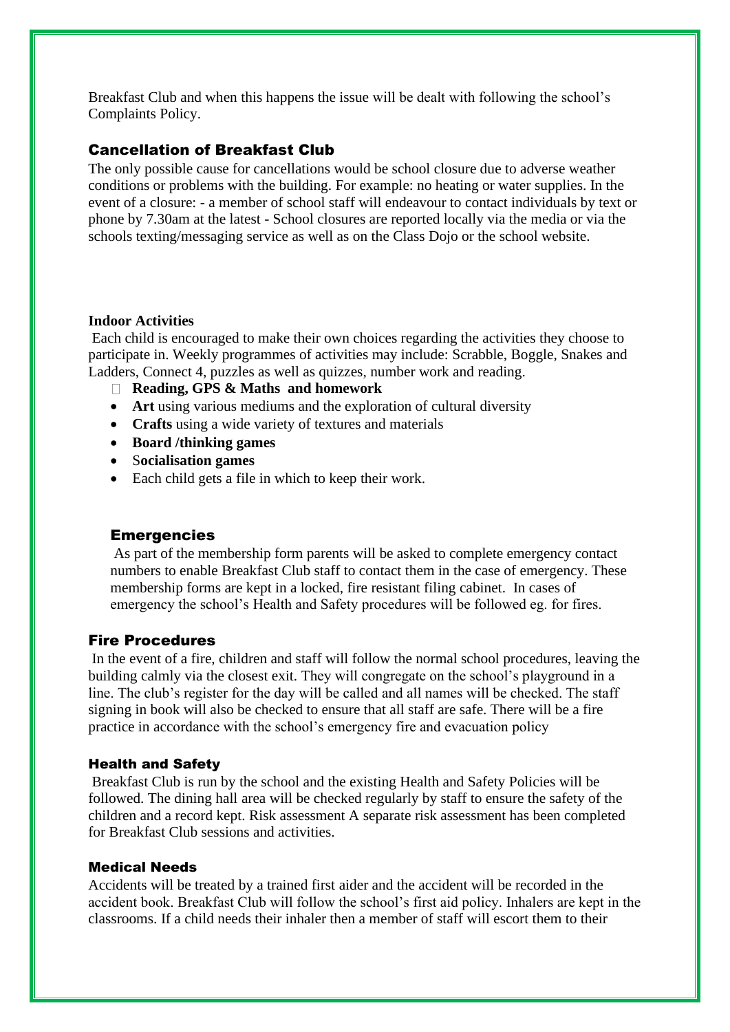Breakfast Club and when this happens the issue will be dealt with following the school's Complaints Policy.

## Cancellation of Breakfast Club

The only possible cause for cancellations would be school closure due to adverse weather conditions or problems with the building. For example: no heating or water supplies. In the event of a closure: - a member of school staff will endeavour to contact individuals by text or phone by 7.30am at the latest - School closures are reported locally via the media or via the schools texting/messaging service as well as on the Class Dojo or the school website.

**Indoor Activities**

Each child is encouraged to make their own choices regarding the activities they choose to participate in. Weekly programmes of activities may include: Scrabble, Boggle, Snakes and Ladders, Connect 4, puzzles as well as quizzes, number work and reading.

- **Reading, GPS & Maths and homework**
- **Art** using various mediums and the exploration of cultural diversity
- **Crafts** using a wide variety of textures and materials
- **Board /thinking games**
- S**ocialisation games**
- Each child gets a file in which to keep their work.

## Emergencies

As part of the membership form parents will be asked to complete emergency contact numbers to enable Breakfast Club staff to contact them in the case of emergency. These membership forms are kept in a locked, fire resistant filing cabinet. In cases of emergency the school's Health and Safety procedures will be followed eg. for fires.

## Fire Procedures

In the event of a fire, children and staff will follow the normal school procedures, leaving the building calmly via the closest exit. They will congregate on the school's playground in a line. The club's register for the day will be called and all names will be checked. The staff signing in book will also be checked to ensure that all staff are safe. There will be a fire practice in accordance with the school's emergency fire and evacuation policy

### Health and Safety

Breakfast Club is run by the school and the existing Health and Safety Policies will be followed. The dining hall area will be checked regularly by staff to ensure the safety of the children and a record kept. Risk assessment A separate risk assessment has been completed for Breakfast Club sessions and activities.

### Medical Needs

Accidents will be treated by a trained first aider and the accident will be recorded in the accident book. Breakfast Club will follow the school's first aid policy. Inhalers are kept in the classrooms. If a child needs their inhaler then a member of staff will escort them to their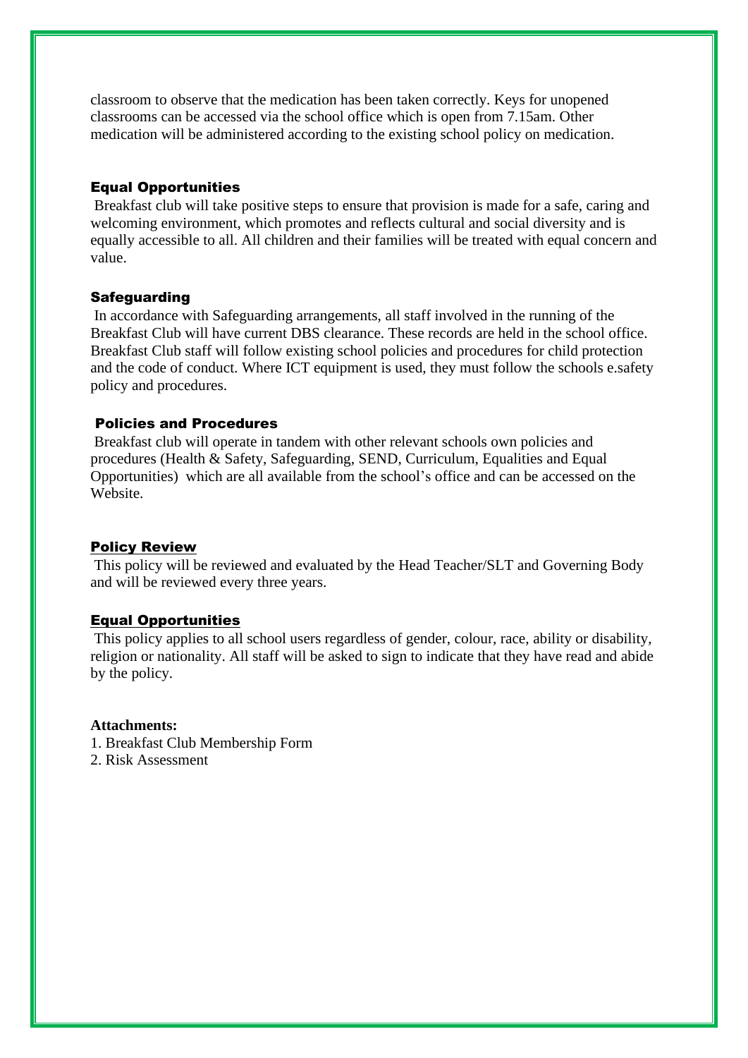classroom to observe that the medication has been taken correctly. Keys for unopened classrooms can be accessed via the school office which is open from 7.15am. Other medication will be administered according to the existing school policy on medication.

### Equal Opportunities

Breakfast club will take positive steps to ensure that provision is made for a safe, caring and welcoming environment, which promotes and reflects cultural and social diversity and is equally accessible to all. All children and their families will be treated with equal concern and value.

### Safeguarding

In accordance with Safeguarding arrangements, all staff involved in the running of the Breakfast Club will have current DBS clearance. These records are held in the school office. Breakfast Club staff will follow existing school policies and procedures for child protection and the code of conduct. Where ICT equipment is used, they must follow the schools e.safety policy and procedures.

### Policies and Procedures

Breakfast club will operate in tandem with other relevant schools own policies and procedures (Health & Safety, Safeguarding, SEND, Curriculum, Equalities and Equal Opportunities) which are all available from the school's office and can be accessed on the Website.

### Policy Review

This policy will be reviewed and evaluated by the Head Teacher/SLT and Governing Body and will be reviewed every three years.

### Equal Opportunities

This policy applies to all school users regardless of gender, colour, race, ability or disability, religion or nationality. All staff will be asked to sign to indicate that they have read and abide by the policy.

**Attachments:**

1. Breakfast Club Membership Form
2. Risk Assessment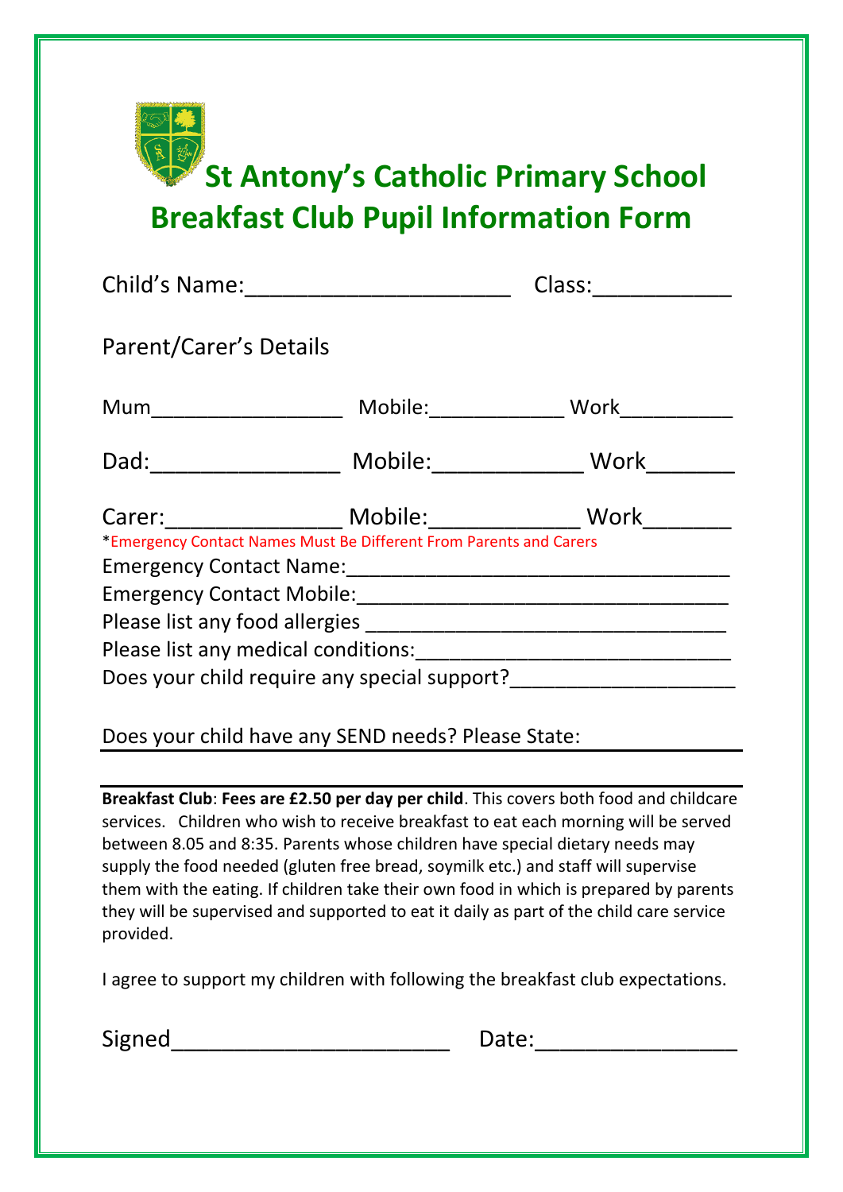# St Antony's Catholic Primary School
# Breakfast Club Pupil Information Form

Child's Name:______________________ Class:___________

Parent/Carer's Details

Mum_________________ Mobile:____________ Work__________

Dad:________________ Mobile:_____________ Work_______

Carer:_______________ Mobile:_____________ Work_______

*Emergency Contact Names Must Be Different From Parents and Carers

Emergency Contact Name:___________________________________

Emergency Contact Mobile:__________________________________

Please list any food allergies ________________________________

Please list any medical conditions:____________________________

Does your child require any special support?____________________

Does your child have any SEND needs? Please State: _______________

**Breakfast Club**: **Fees are £2.50 per day per child**. This covers both food and childcare services. Children who wish to receive breakfast to eat each morning will be served between 8.05 and 8:35. Parents whose children have special dietary needs may supply the food needed (gluten free bread, soymilk etc.) and staff will supervise them with the eating. If children take their own food in which is prepared by parents they will be supervised and supported to eat it daily as part of the child care service provided.

I agree to support my children with following the breakfast club expectations.

Signed_______________________ Date:________________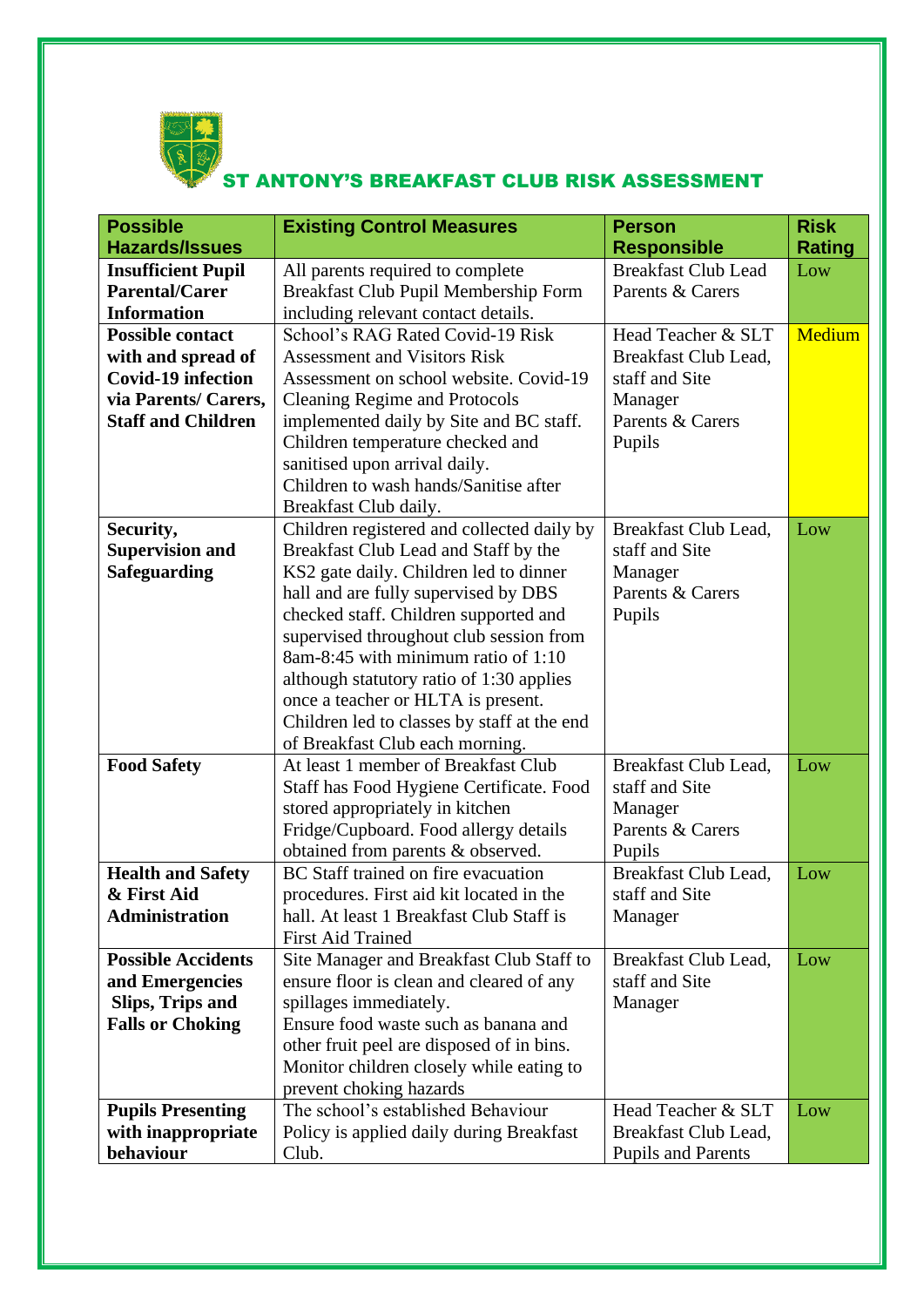# ST ANTONY'S BREAKFAST CLUB RISK ASSESSMENT

| Possible Hazards/Issues | Existing Control Measures | Person Responsible | Risk Rating |
|---|---|---|---|
| **Insufficient Pupil Parental/Carer Information** | All parents required to complete Breakfast Club Pupil Membership Form including relevant contact details. | Breakfast Club Lead<br>Parents & Carers | Low |
| **Possible contact with and spread of Covid-19 infection via Parents/ Carers, Staff and Children** | School's RAG Rated Covid-19 Risk Assessment and Visitors Risk Assessment on school website. Covid-19 Cleaning Regime and Protocols implemented daily by Site and BC staff.<br>Children temperature checked and sanitised upon arrival daily.<br>Children to wash hands/Sanitise after Breakfast Club daily. | Head Teacher & SLT<br>Breakfast Club Lead, staff and Site Manager<br>Parents & Carers<br>Pupils | Medium |
| **Security, Supervision and Safeguarding** | Children registered and collected daily by Breakfast Club Lead and Staff by the KS2 gate daily. Children led to dinner hall and are fully supervised by DBS checked staff. Children supported and supervised throughout club session from 8am-8:45 with minimum ratio of 1:10 although statutory ratio of 1:30 applies once a teacher or HLTA is present.<br>Children led to classes by staff at the end of Breakfast Club each morning. | Breakfast Club Lead, staff and Site Manager<br>Parents & Carers<br>Pupils | Low |
| **Food Safety** | At least 1 member of Breakfast Club Staff has Food Hygiene Certificate. Food stored appropriately in kitchen Fridge/Cupboard. Food allergy details obtained from parents & observed. | Breakfast Club Lead, staff and Site Manager<br>Parents & Carers<br>Pupils | Low |
| **Health and Safety & First Aid Administration** | BC Staff trained on fire evacuation procedures. First aid kit located in the hall. At least 1 Breakfast Club Staff is First Aid Trained | Breakfast Club Lead, staff and Site Manager | Low |
| **Possible Accidents and Emergencies Slips, Trips and Falls or Choking** | Site Manager and Breakfast Club Staff to ensure floor is clean and cleared of any spillages immediately.<br>Ensure food waste such as banana and other fruit peel are disposed of in bins.<br>Monitor children closely while eating to prevent choking hazards | Breakfast Club Lead, staff and Site Manager | Low |
| **Pupils Presenting with inappropriate behaviour** | The school's established Behaviour Policy is applied daily during Breakfast Club. | Head Teacher & SLT<br>Breakfast Club Lead, Pupils and Parents | Low |